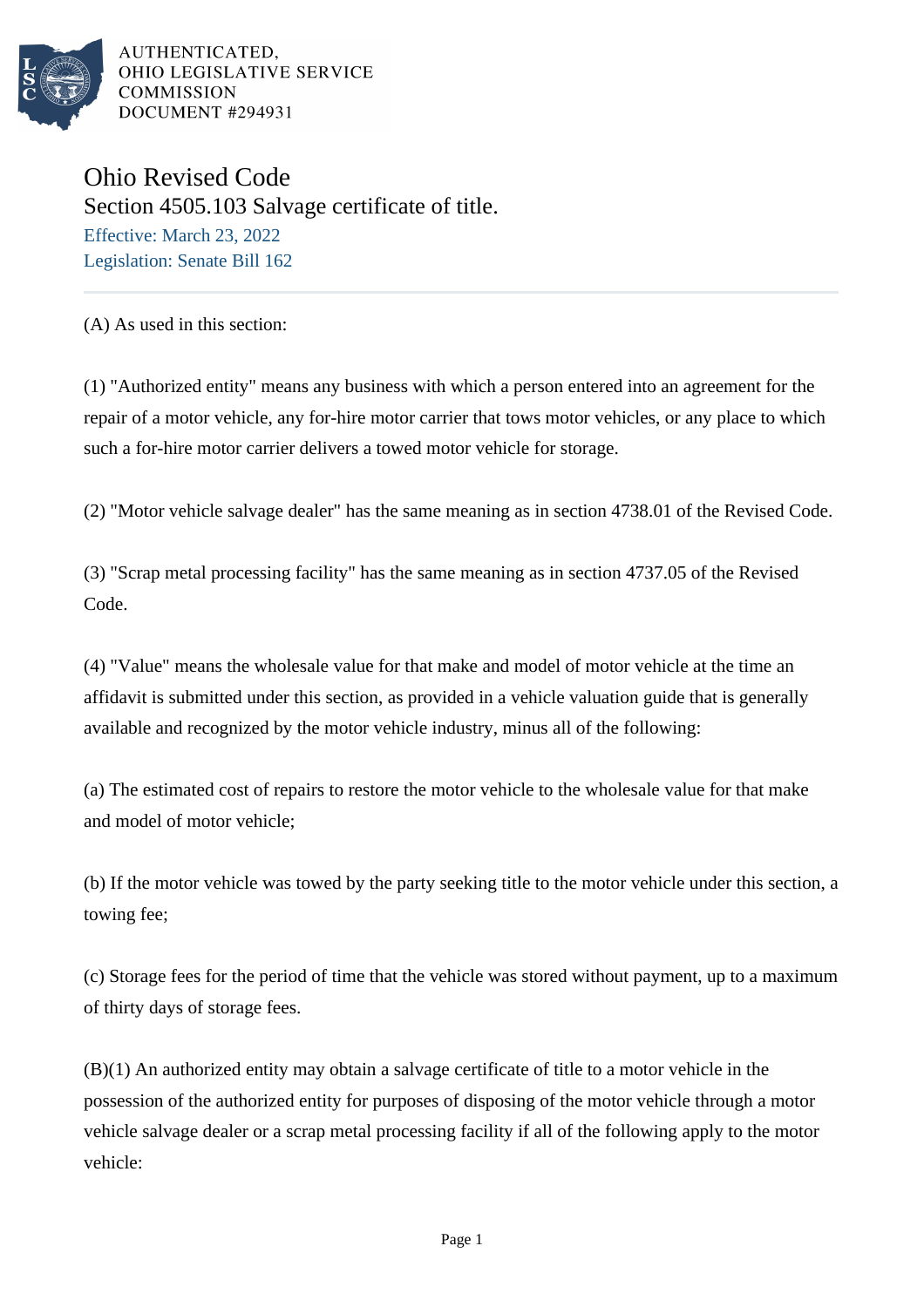AUTHENTICATED,
OHIO LEGISLATIVE SERVICE
COMMISSION
DOCUMENT #294931

# Ohio Revised Code

## Section 4505.103 Salvage certificate of title.

Effective: March 23, 2022

Legislation: Senate Bill 162

(A) As used in this section:

(1) "Authorized entity" means any business with which a person entered into an agreement for the repair of a motor vehicle, any for-hire motor carrier that tows motor vehicles, or any place to which such a for-hire motor carrier delivers a towed motor vehicle for storage.

(2) "Motor vehicle salvage dealer" has the same meaning as in section 4738.01 of the Revised Code.

(3) "Scrap metal processing facility" has the same meaning as in section 4737.05 of the Revised Code.

(4) "Value" means the wholesale value for that make and model of motor vehicle at the time an affidavit is submitted under this section, as provided in a vehicle valuation guide that is generally available and recognized by the motor vehicle industry, minus all of the following:

(a) The estimated cost of repairs to restore the motor vehicle to the wholesale value for that make and model of motor vehicle;

(b) If the motor vehicle was towed by the party seeking title to the motor vehicle under this section, a towing fee;

(c) Storage fees for the period of time that the vehicle was stored without payment, up to a maximum of thirty days of storage fees.

(B)(1) An authorized entity may obtain a salvage certificate of title to a motor vehicle in the possession of the authorized entity for purposes of disposing of the motor vehicle through a motor vehicle salvage dealer or a scrap metal processing facility if all of the following apply to the motor vehicle: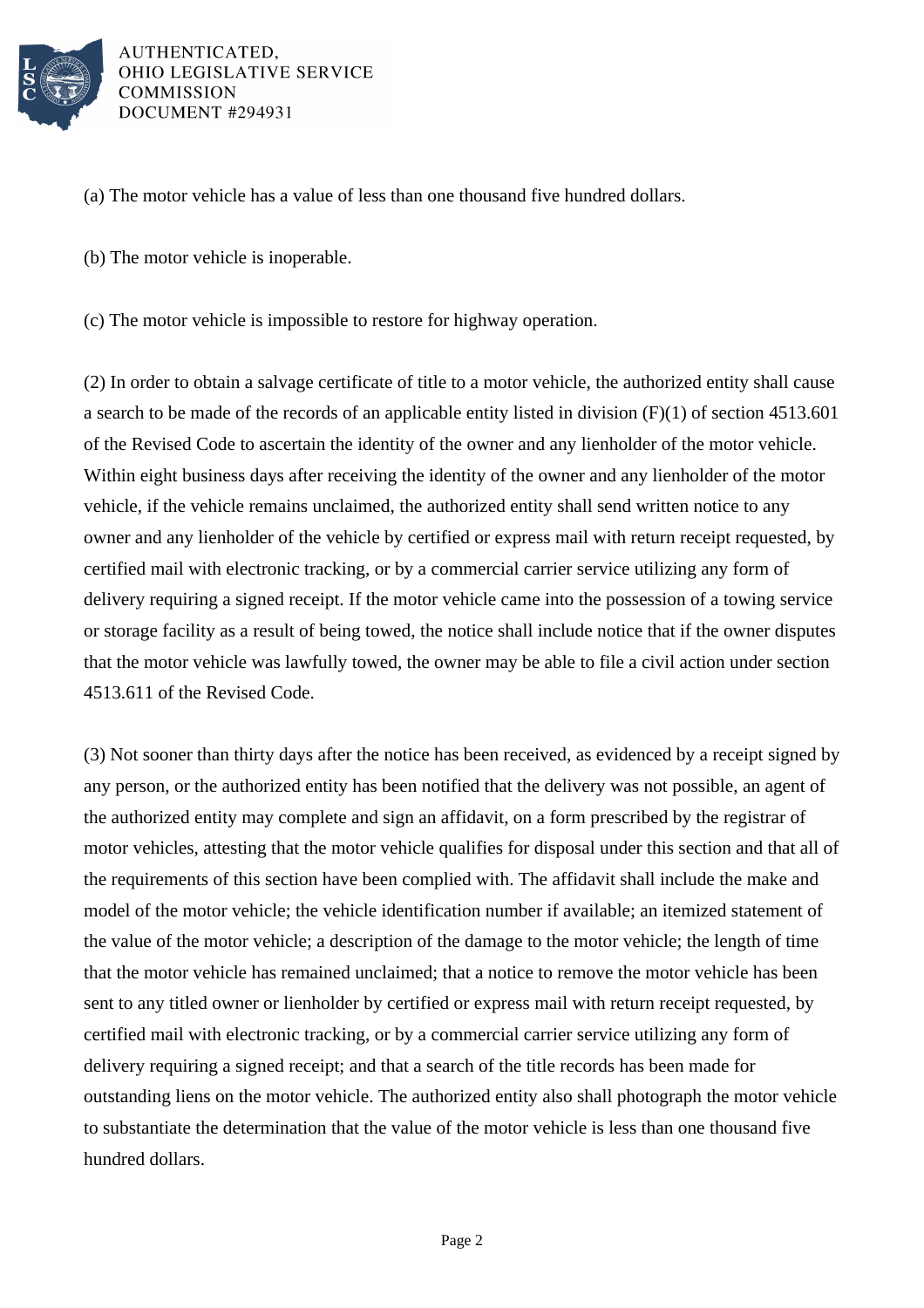(a) The motor vehicle has a value of less than one thousand five hundred dollars.

(b) The motor vehicle is inoperable.

(c) The motor vehicle is impossible to restore for highway operation.

(2) In order to obtain a salvage certificate of title to a motor vehicle, the authorized entity shall cause a search to be made of the records of an applicable entity listed in division (F)(1) of section 4513.601 of the Revised Code to ascertain the identity of the owner and any lienholder of the motor vehicle. Within eight business days after receiving the identity of the owner and any lienholder of the motor vehicle, if the vehicle remains unclaimed, the authorized entity shall send written notice to any owner and any lienholder of the vehicle by certified or express mail with return receipt requested, by certified mail with electronic tracking, or by a commercial carrier service utilizing any form of delivery requiring a signed receipt. If the motor vehicle came into the possession of a towing service or storage facility as a result of being towed, the notice shall include notice that if the owner disputes that the motor vehicle was lawfully towed, the owner may be able to file a civil action under section 4513.611 of the Revised Code.

(3) Not sooner than thirty days after the notice has been received, as evidenced by a receipt signed by any person, or the authorized entity has been notified that the delivery was not possible, an agent of the authorized entity may complete and sign an affidavit, on a form prescribed by the registrar of motor vehicles, attesting that the motor vehicle qualifies for disposal under this section and that all of the requirements of this section have been complied with. The affidavit shall include the make and model of the motor vehicle; the vehicle identification number if available; an itemized statement of the value of the motor vehicle; a description of the damage to the motor vehicle; the length of time that the motor vehicle has remained unclaimed; that a notice to remove the motor vehicle has been sent to any titled owner or lienholder by certified or express mail with return receipt requested, by certified mail with electronic tracking, or by a commercial carrier service utilizing any form of delivery requiring a signed receipt; and that a search of the title records has been made for outstanding liens on the motor vehicle. The authorized entity also shall photograph the motor vehicle to substantiate the determination that the value of the motor vehicle is less than one thousand five hundred dollars.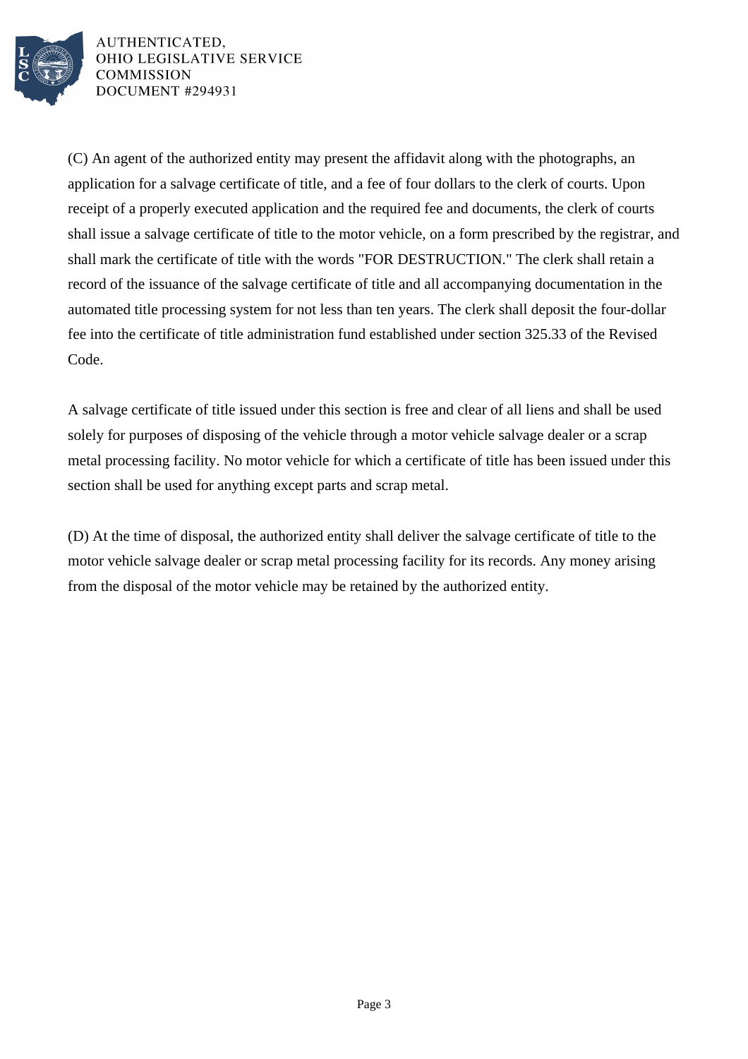(C) An agent of the authorized entity may present the affidavit along with the photographs, an application for a salvage certificate of title, and a fee of four dollars to the clerk of courts. Upon receipt of a properly executed application and the required fee and documents, the clerk of courts shall issue a salvage certificate of title to the motor vehicle, on a form prescribed by the registrar, and shall mark the certificate of title with the words "FOR DESTRUCTION." The clerk shall retain a record of the issuance of the salvage certificate of title and all accompanying documentation in the automated title processing system for not less than ten years. The clerk shall deposit the four-dollar fee into the certificate of title administration fund established under section 325.33 of the Revised Code.

A salvage certificate of title issued under this section is free and clear of all liens and shall be used solely for purposes of disposing of the vehicle through a motor vehicle salvage dealer or a scrap metal processing facility. No motor vehicle for which a certificate of title has been issued under this section shall be used for anything except parts and scrap metal.

(D) At the time of disposal, the authorized entity shall deliver the salvage certificate of title to the motor vehicle salvage dealer or scrap metal processing facility for its records. Any money arising from the disposal of the motor vehicle may be retained by the authorized entity.